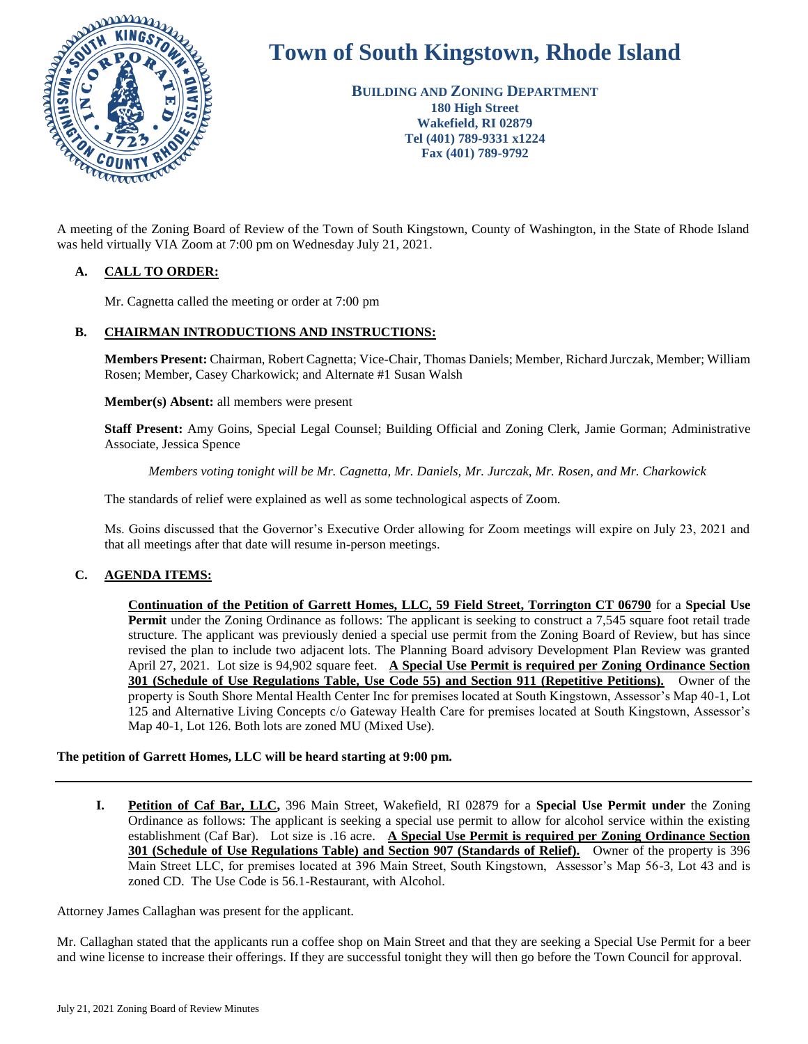# Town of South Kingstown, Rhode Island

**BUILDING AND ZONING DEPARTMENT**
**180 High Street**
**Wakefield, RI 02879**
**Tel (401) 789-9331 x1224**
**Fax (401) 789-9792**

A meeting of the Zoning Board of Review of the Town of South Kingstown, County of Washington, in the State of Rhode Island was held virtually VIA Zoom at 7:00 pm on Wednesday July 21, 2021.

## A. CALL TO ORDER:

Mr. Cagnetta called the meeting or order at 7:00 pm

## B. CHAIRMAN INTRODUCTIONS AND INSTRUCTIONS:

**Members Present:** Chairman, Robert Cagnetta; Vice-Chair, Thomas Daniels; Member, Richard Jurczak, Member; William Rosen; Member, Casey Charkowick; and Alternate #1 Susan Walsh

**Member(s) Absent:** all members were present

**Staff Present:** Amy Goins, Special Legal Counsel; Building Official and Zoning Clerk, Jamie Gorman; Administrative Associate, Jessica Spence

*Members voting tonight will be Mr. Cagnetta, Mr. Daniels, Mr. Jurczak, Mr. Rosen, and Mr. Charkowick*

The standards of relief were explained as well as some technological aspects of Zoom.

Ms. Goins discussed that the Governor's Executive Order allowing for Zoom meetings will expire on July 23, 2021 and that all meetings after that date will resume in-person meetings.

## C. AGENDA ITEMS:

**Continuation of the Petition of Garrett Homes, LLC, 59 Field Street, Torrington CT 06790** for a **Special Use Permit** under the Zoning Ordinance as follows: The applicant is seeking to construct a 7,545 square foot retail trade structure. The applicant was previously denied a special use permit from the Zoning Board of Review, but has since revised the plan to include two adjacent lots. The Planning Board advisory Development Plan Review was granted April 27, 2021. Lot size is 94,902 square feet. **A Special Use Permit is required per Zoning Ordinance Section 301 (Schedule of Use Regulations Table, Use Code 55) and Section 911 (Repetitive Petitions).** Owner of the property is South Shore Mental Health Center Inc for premises located at South Kingstown, Assessor's Map 40-1, Lot 125 and Alternative Living Concepts c/o Gateway Health Care for premises located at South Kingstown, Assessor's Map 40-1, Lot 126. Both lots are zoned MU (Mixed Use).

**The petition of Garrett Homes, LLC will be heard starting at 9:00 pm.**

---

**I. Petition of Caf Bar, LLC,** 396 Main Street, Wakefield, RI 02879 for a **Special Use Permit under** the Zoning Ordinance as follows: The applicant is seeking a special use permit to allow for alcohol service within the existing establishment (Caf Bar). Lot size is .16 acre. **A Special Use Permit is required per Zoning Ordinance Section 301 (Schedule of Use Regulations Table) and Section 907 (Standards of Relief).** Owner of the property is 396 Main Street LLC, for premises located at 396 Main Street, South Kingstown, Assessor's Map 56-3, Lot 43 and is zoned CD. The Use Code is 56.1-Restaurant, with Alcohol.

Attorney James Callaghan was present for the applicant.

Mr. Callaghan stated that the applicants run a coffee shop on Main Street and that they are seeking a Special Use Permit for a beer and wine license to increase their offerings. If they are successful tonight they will then go before the Town Council for approval.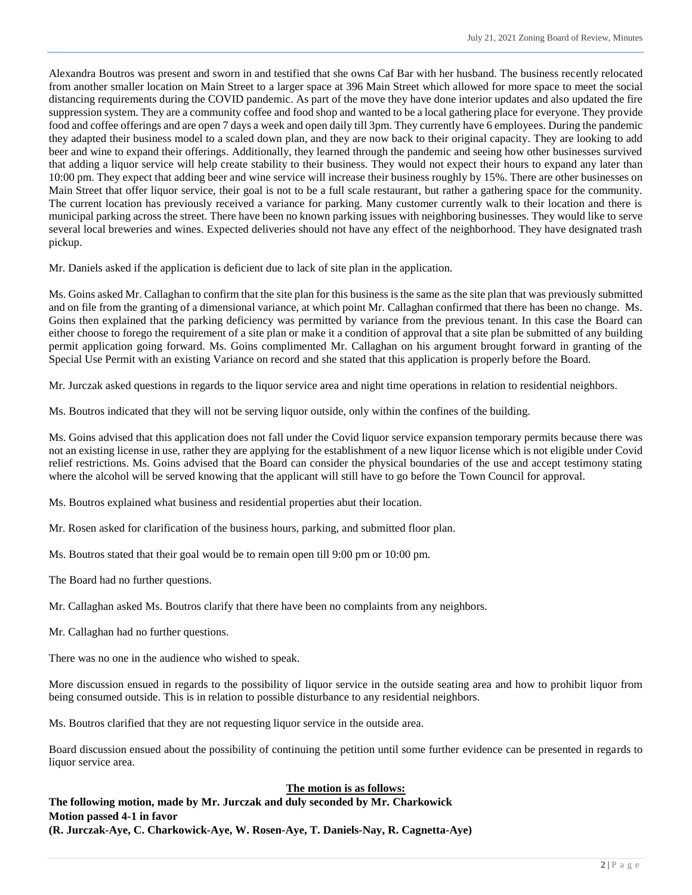Alexandra Boutros was present and sworn in and testified that she owns Caf Bar with her husband. The business recently relocated from another smaller location on Main Street to a larger space at 396 Main Street which allowed for more space to meet the social distancing requirements during the COVID pandemic. As part of the move they have done interior updates and also updated the fire suppression system. They are a community coffee and food shop and wanted to be a local gathering place for everyone. They provide food and coffee offerings and are open 7 days a week and open daily till 3pm. They currently have 6 employees. During the pandemic they adapted their business model to a scaled down plan, and they are now back to their original capacity. They are looking to add beer and wine to expand their offerings. Additionally, they learned through the pandemic and seeing how other businesses survived that adding a liquor service will help create stability to their business. They would not expect their hours to expand any later than 10:00 pm. They expect that adding beer and wine service will increase their business roughly by 15%. There are other businesses on Main Street that offer liquor service, their goal is not to be a full scale restaurant, but rather a gathering space for the community. The current location has previously received a variance for parking. Many customer currently walk to their location and there is municipal parking across the street. There have been no known parking issues with neighboring businesses. They would like to serve several local breweries and wines. Expected deliveries should not have any effect of the neighborhood. They have designated trash pickup.

Mr. Daniels asked if the application is deficient due to lack of site plan in the application.

Ms. Goins asked Mr. Callaghan to confirm that the site plan for this business is the same as the site plan that was previously submitted and on file from the granting of a dimensional variance, at which point Mr. Callaghan confirmed that there has been no change. Ms. Goins then explained that the parking deficiency was permitted by variance from the previous tenant. In this case the Board can either choose to forego the requirement of a site plan or make it a condition of approval that a site plan be submitted of any building permit application going forward. Ms. Goins complimented Mr. Callaghan on his argument brought forward in granting of the Special Use Permit with an existing Variance on record and she stated that this application is properly before the Board.

Mr. Jurczak asked questions in regards to the liquor service area and night time operations in relation to residential neighbors.

Ms. Boutros indicated that they will not be serving liquor outside, only within the confines of the building.

Ms. Goins advised that this application does not fall under the Covid liquor service expansion temporary permits because there was not an existing license in use, rather they are applying for the establishment of a new liquor license which is not eligible under Covid relief restrictions. Ms. Goins advised that the Board can consider the physical boundaries of the use and accept testimony stating where the alcohol will be served knowing that the applicant will still have to go before the Town Council for approval.

Ms. Boutros explained what business and residential properties abut their location.

Mr. Rosen asked for clarification of the business hours, parking, and submitted floor plan.

Ms. Boutros stated that their goal would be to remain open till 9:00 pm or 10:00 pm.

The Board had no further questions.

Mr. Callaghan asked Ms. Boutros clarify that there have been no complaints from any neighbors.

Mr. Callaghan had no further questions.

There was no one in the audience who wished to speak.

More discussion ensued in regards to the possibility of liquor service in the outside seating area and how to prohibit liquor from being consumed outside. This is in relation to possible disturbance to any residential neighbors.

Ms. Boutros clarified that they are not requesting liquor service in the outside area.

Board discussion ensued about the possibility of continuing the petition until some further evidence can be presented in regards to liquor service area.

**The motion is as follows:**

**The following motion, made by Mr. Jurczak and duly seconded by Mr. Charkowick**
**Motion passed 4-1 in favor**
**(R. Jurczak-Aye, C. Charkowick-Aye, W. Rosen-Aye, T. Daniels-Nay, R. Cagnetta-Aye)**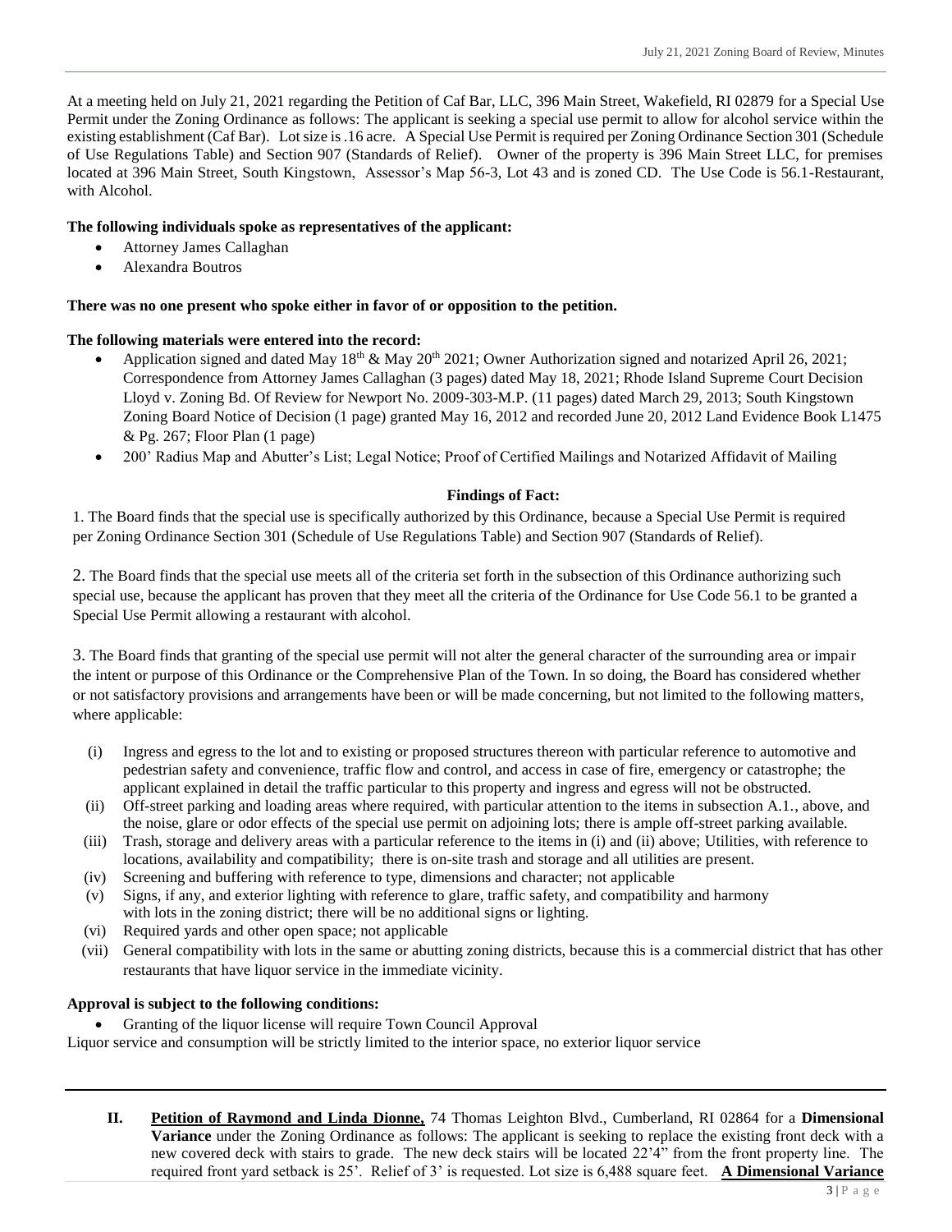At a meeting held on July 21, 2021 regarding the Petition of Caf Bar, LLC, 396 Main Street, Wakefield, RI 02879 for a Special Use Permit under the Zoning Ordinance as follows: The applicant is seeking a special use permit to allow for alcohol service within the existing establishment (Caf Bar). Lot size is .16 acre. A Special Use Permit is required per Zoning Ordinance Section 301 (Schedule of Use Regulations Table) and Section 907 (Standards of Relief). Owner of the property is 396 Main Street LLC, for premises located at 396 Main Street, South Kingstown, Assessor's Map 56-3, Lot 43 and is zoned CD. The Use Code is 56.1-Restaurant, with Alcohol.

**The following individuals spoke as representatives of the applicant:**

- Attorney James Callaghan
- Alexandra Boutros

**There was no one present who spoke either in favor of or opposition to the petition.**

**The following materials were entered into the record:**

- Application signed and dated May 18th & May 20th 2021; Owner Authorization signed and notarized April 26, 2021; Correspondence from Attorney James Callaghan (3 pages) dated May 18, 2021; Rhode Island Supreme Court Decision Lloyd v. Zoning Bd. Of Review for Newport No. 2009-303-M.P. (11 pages) dated March 29, 2013; South Kingstown Zoning Board Notice of Decision (1 page) granted May 16, 2012 and recorded June 20, 2012 Land Evidence Book L1475 & Pg. 267; Floor Plan (1 page)
- 200' Radius Map and Abutter's List; Legal Notice; Proof of Certified Mailings and Notarized Affidavit of Mailing

**Findings of Fact:**

1. The Board finds that the special use is specifically authorized by this Ordinance, because a Special Use Permit is required per Zoning Ordinance Section 301 (Schedule of Use Regulations Table) and Section 907 (Standards of Relief).

2. The Board finds that the special use meets all of the criteria set forth in the subsection of this Ordinance authorizing such special use, because the applicant has proven that they meet all the criteria of the Ordinance for Use Code 56.1 to be granted a Special Use Permit allowing a restaurant with alcohol.

3. The Board finds that granting of the special use permit will not alter the general character of the surrounding area or impair the intent or purpose of this Ordinance or the Comprehensive Plan of the Town. In so doing, the Board has considered whether or not satisfactory provisions and arrangements have been or will be made concerning, but not limited to the following matters, where applicable:

(i) Ingress and egress to the lot and to existing or proposed structures thereon with particular reference to automotive and pedestrian safety and convenience, traffic flow and control, and access in case of fire, emergency or catastrophe; the applicant explained in detail the traffic particular to this property and ingress and egress will not be obstructed.

(ii) Off-street parking and loading areas where required, with particular attention to the items in subsection A.1., above, and the noise, glare or odor effects of the special use permit on adjoining lots; there is ample off-street parking available.

(iii) Trash, storage and delivery areas with a particular reference to the items in (i) and (ii) above; Utilities, with reference to locations, availability and compatibility; there is on-site trash and storage and all utilities are present.

(iv) Screening and buffering with reference to type, dimensions and character; not applicable

(v) Signs, if any, and exterior lighting with reference to glare, traffic safety, and compatibility and harmony with lots in the zoning district; there will be no additional signs or lighting.

(vi) Required yards and other open space; not applicable

(vii) General compatibility with lots in the same or abutting zoning districts, because this is a commercial district that has other restaurants that have liquor service in the immediate vicinity.

**Approval is subject to the following conditions:**

- Granting of the liquor license will require Town Council Approval

Liquor service and consumption will be strictly limited to the interior space, no exterior liquor service

---

**II. Petition of Raymond and Linda Dionne,** 74 Thomas Leighton Blvd., Cumberland, RI 02864 for a **Dimensional Variance** under the Zoning Ordinance as follows: The applicant is seeking to replace the existing front deck with a new covered deck with stairs to grade. The new deck stairs will be located 22'4" from the front property line. The required front yard setback is 25'. Relief of 3' is requested. Lot size is 6,488 square feet. **A Dimensional Variance**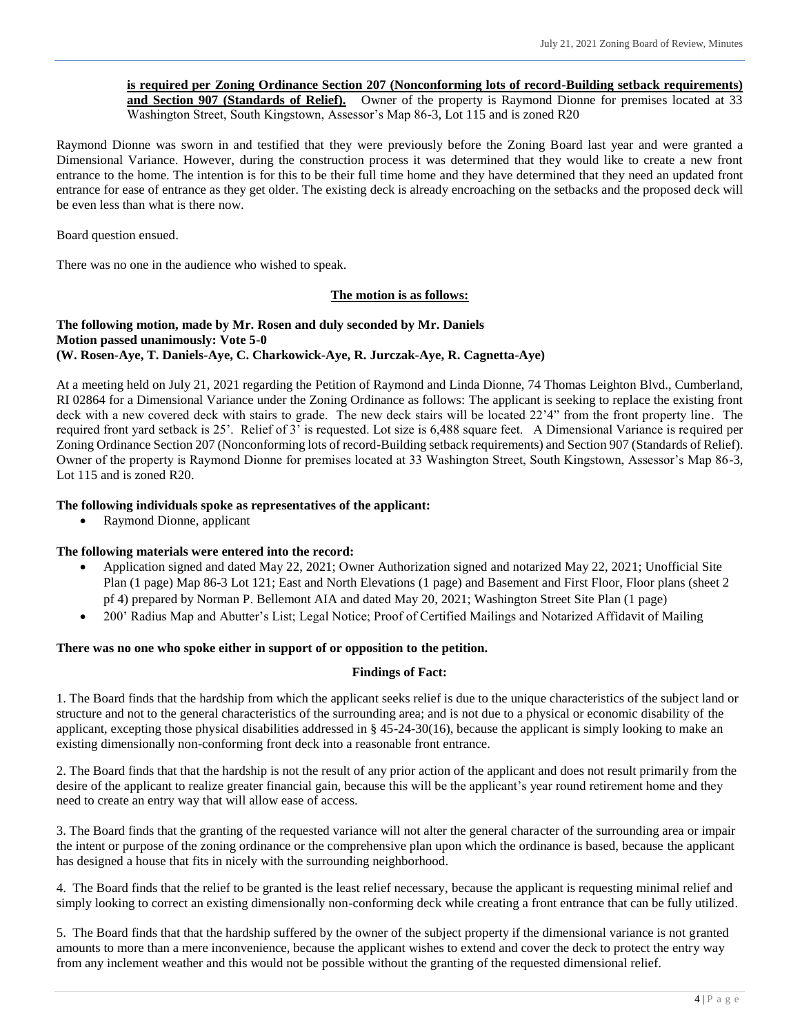**is required per Zoning Ordinance Section 207 (Nonconforming lots of record-Building setback requirements) and Section 907 (Standards of Relief).** Owner of the property is Raymond Dionne for premises located at 33 Washington Street, South Kingstown, Assessor's Map 86-3, Lot 115 and is zoned R20

Raymond Dionne was sworn in and testified that they were previously before the Zoning Board last year and were granted a Dimensional Variance. However, during the construction process it was determined that they would like to create a new front entrance to the home. The intention is for this to be their full time home and they have determined that they need an updated front entrance for ease of entrance as they get older. The existing deck is already encroaching on the setbacks and the proposed deck will be even less than what is there now.

Board question ensued.

There was no one in the audience who wished to speak.

**The motion is as follows:**

**The following motion, made by Mr. Rosen and duly seconded by Mr. Daniels**
**Motion passed unanimously: Vote 5-0**
**(W. Rosen-Aye, T. Daniels-Aye, C. Charkowick-Aye, R. Jurczak-Aye, R. Cagnetta-Aye)**

At a meeting held on July 21, 2021 regarding the Petition of Raymond and Linda Dionne, 74 Thomas Leighton Blvd., Cumberland, RI 02864 for a Dimensional Variance under the Zoning Ordinance as follows: The applicant is seeking to replace the existing front deck with a new covered deck with stairs to grade. The new deck stairs will be located 22'4" from the front property line. The required front yard setback is 25'. Relief of 3' is requested. Lot size is 6,488 square feet. A Dimensional Variance is required per Zoning Ordinance Section 207 (Nonconforming lots of record-Building setback requirements) and Section 907 (Standards of Relief). Owner of the property is Raymond Dionne for premises located at 33 Washington Street, South Kingstown, Assessor's Map 86-3, Lot 115 and is zoned R20.

**The following individuals spoke as representatives of the applicant:**

- Raymond Dionne, applicant

**The following materials were entered into the record:**

- Application signed and dated May 22, 2021; Owner Authorization signed and notarized May 22, 2021; Unofficial Site Plan (1 page) Map 86-3 Lot 121; East and North Elevations (1 page) and Basement and First Floor, Floor plans (sheet 2 pf 4) prepared by Norman P. Bellemont AIA and dated May 20, 2021; Washington Street Site Plan (1 page)
- 200' Radius Map and Abutter's List; Legal Notice; Proof of Certified Mailings and Notarized Affidavit of Mailing

**There was no one who spoke either in support of or opposition to the petition.**

**Findings of Fact:**

1. The Board finds that the hardship from which the applicant seeks relief is due to the unique characteristics of the subject land or structure and not to the general characteristics of the surrounding area; and is not due to a physical or economic disability of the applicant, excepting those physical disabilities addressed in § 45-24-30(16), because the applicant is simply looking to make an existing dimensionally non-conforming front deck into a reasonable front entrance.

2. The Board finds that that the hardship is not the result of any prior action of the applicant and does not result primarily from the desire of the applicant to realize greater financial gain, because this will be the applicant's year round retirement home and they need to create an entry way that will allow ease of access.

3. The Board finds that the granting of the requested variance will not alter the general character of the surrounding area or impair the intent or purpose of the zoning ordinance or the comprehensive plan upon which the ordinance is based, because the applicant has designed a house that fits in nicely with the surrounding neighborhood.

4. The Board finds that the relief to be granted is the least relief necessary, because the applicant is requesting minimal relief and simply looking to correct an existing dimensionally non-conforming deck while creating a front entrance that can be fully utilized.

5. The Board finds that that the hardship suffered by the owner of the subject property if the dimensional variance is not granted amounts to more than a mere inconvenience, because the applicant wishes to extend and cover the deck to protect the entry way from any inclement weather and this would not be possible without the granting of the requested dimensional relief.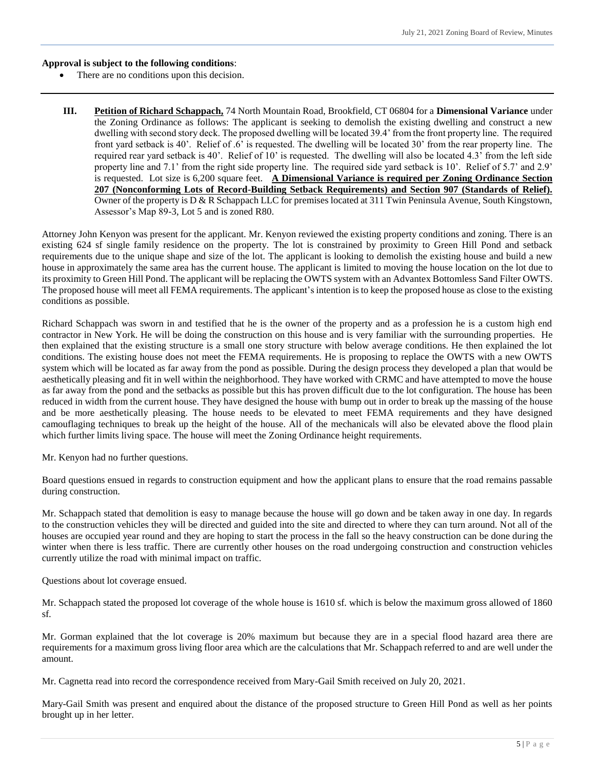**Approval is subject to the following conditions**:

- There are no conditions upon this decision.

---

**III.** **Petition of Richard Schappach,** 74 North Mountain Road, Brookfield, CT 06804 for a **Dimensional Variance** under the Zoning Ordinance as follows: The applicant is seeking to demolish the existing dwelling and construct a new dwelling with second story deck. The proposed dwelling will be located 39.4' from the front property line. The required front yard setback is 40'. Relief of .6' is requested. The dwelling will be located 30' from the rear property line. The required rear yard setback is 40'. Relief of 10' is requested. The dwelling will also be located 4.3' from the left side property line and 7.1' from the right side property line. The required side yard setback is 10'. Relief of 5.7' and 2.9' is requested. Lot size is 6,200 square feet. **A Dimensional Variance is required per Zoning Ordinance Section 207 (Nonconforming Lots of Record-Building Setback Requirements) and Section 907 (Standards of Relief).** Owner of the property is D & R Schappach LLC for premises located at 311 Twin Peninsula Avenue, South Kingstown, Assessor's Map 89-3, Lot 5 and is zoned R80.

Attorney John Kenyon was present for the applicant. Mr. Kenyon reviewed the existing property conditions and zoning. There is an existing 624 sf single family residence on the property. The lot is constrained by proximity to Green Hill Pond and setback requirements due to the unique shape and size of the lot. The applicant is looking to demolish the existing house and build a new house in approximately the same area has the current house. The applicant is limited to moving the house location on the lot due to its proximity to Green Hill Pond. The applicant will be replacing the OWTS system with an Advantex Bottomless Sand Filter OWTS. The proposed house will meet all FEMA requirements. The applicant's intention is to keep the proposed house as close to the existing conditions as possible.

Richard Schappach was sworn in and testified that he is the owner of the property and as a profession he is a custom high end contractor in New York. He will be doing the construction on this house and is very familiar with the surrounding properties. He then explained that the existing structure is a small one story structure with below average conditions. He then explained the lot conditions. The existing house does not meet the FEMA requirements. He is proposing to replace the OWTS with a new OWTS system which will be located as far away from the pond as possible. During the design process they developed a plan that would be aesthetically pleasing and fit in well within the neighborhood. They have worked with CRMC and have attempted to move the house as far away from the pond and the setbacks as possible but this has proven difficult due to the lot configuration. The house has been reduced in width from the current house. They have designed the house with bump out in order to break up the massing of the house and be more aesthetically pleasing. The house needs to be elevated to meet FEMA requirements and they have designed camouflaging techniques to break up the height of the house. All of the mechanicals will also be elevated above the flood plain which further limits living space. The house will meet the Zoning Ordinance height requirements.

Mr. Kenyon had no further questions.

Board questions ensued in regards to construction equipment and how the applicant plans to ensure that the road remains passable during construction.

Mr. Schappach stated that demolition is easy to manage because the house will go down and be taken away in one day. In regards to the construction vehicles they will be directed and guided into the site and directed to where they can turn around. Not all of the houses are occupied year round and they are hoping to start the process in the fall so the heavy construction can be done during the winter when there is less traffic. There are currently other houses on the road undergoing construction and construction vehicles currently utilize the road with minimal impact on traffic.

Questions about lot coverage ensued.

Mr. Schappach stated the proposed lot coverage of the whole house is 1610 sf. which is below the maximum gross allowed of 1860 sf.

Mr. Gorman explained that the lot coverage is 20% maximum but because they are in a special flood hazard area there are requirements for a maximum gross living floor area which are the calculations that Mr. Schappach referred to and are well under the amount.

Mr. Cagnetta read into record the correspondence received from Mary-Gail Smith received on July 20, 2021.

Mary-Gail Smith was present and enquired about the distance of the proposed structure to Green Hill Pond as well as her points brought up in her letter.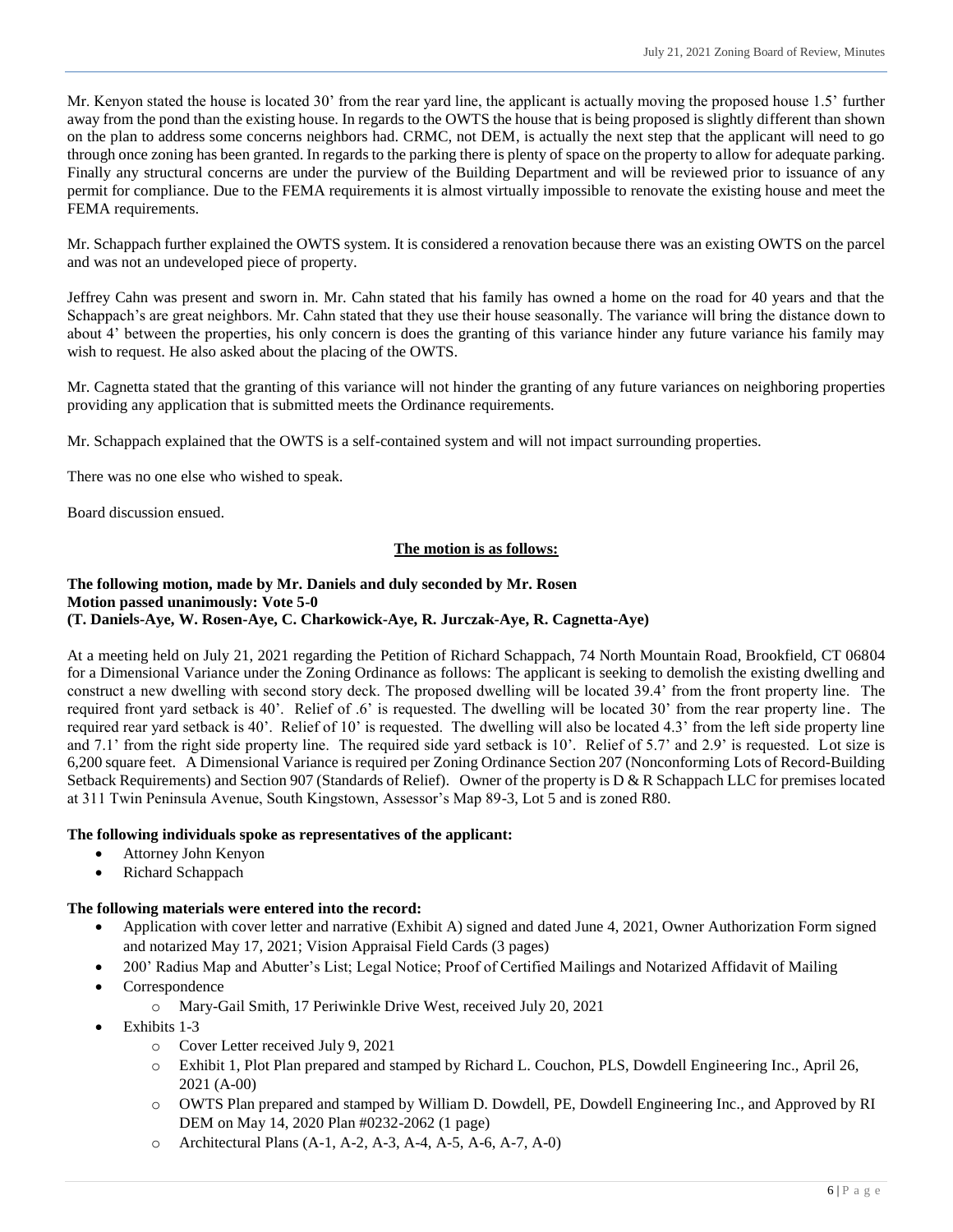Mr. Kenyon stated the house is located 30' from the rear yard line, the applicant is actually moving the proposed house 1.5' further away from the pond than the existing house. In regards to the OWTS the house that is being proposed is slightly different than shown on the plan to address some concerns neighbors had. CRMC, not DEM, is actually the next step that the applicant will need to go through once zoning has been granted. In regards to the parking there is plenty of space on the property to allow for adequate parking. Finally any structural concerns are under the purview of the Building Department and will be reviewed prior to issuance of any permit for compliance. Due to the FEMA requirements it is almost virtually impossible to renovate the existing house and meet the FEMA requirements.

Mr. Schappach further explained the OWTS system. It is considered a renovation because there was an existing OWTS on the parcel and was not an undeveloped piece of property.

Jeffrey Cahn was present and sworn in. Mr. Cahn stated that his family has owned a home on the road for 40 years and that the Schappach's are great neighbors. Mr. Cahn stated that they use their house seasonally. The variance will bring the distance down to about 4' between the properties, his only concern is does the granting of this variance hinder any future variance his family may wish to request. He also asked about the placing of the OWTS.

Mr. Cagnetta stated that the granting of this variance will not hinder the granting of any future variances on neighboring properties providing any application that is submitted meets the Ordinance requirements.

Mr. Schappach explained that the OWTS is a self-contained system and will not impact surrounding properties.

There was no one else who wished to speak.

Board discussion ensued.

**The motion is as follows:**

**The following motion, made by Mr. Daniels and duly seconded by Mr. Rosen**
**Motion passed unanimously: Vote 5-0**
**(T. Daniels-Aye, W. Rosen-Aye, C. Charkowick-Aye, R. Jurczak-Aye, R. Cagnetta-Aye)**

At a meeting held on July 21, 2021 regarding the Petition of Richard Schappach, 74 North Mountain Road, Brookfield, CT 06804 for a Dimensional Variance under the Zoning Ordinance as follows: The applicant is seeking to demolish the existing dwelling and construct a new dwelling with second story deck. The proposed dwelling will be located 39.4' from the front property line. The required front yard setback is 40'. Relief of .6' is requested. The dwelling will be located 30' from the rear property line. The required rear yard setback is 40'. Relief of 10' is requested. The dwelling will also be located 4.3' from the left side property line and 7.1' from the right side property line. The required side yard setback is 10'. Relief of 5.7' and 2.9' is requested. Lot size is 6,200 square feet. A Dimensional Variance is required per Zoning Ordinance Section 207 (Nonconforming Lots of Record-Building Setback Requirements) and Section 907 (Standards of Relief). Owner of the property is D & R Schappach LLC for premises located at 311 Twin Peninsula Avenue, South Kingstown, Assessor's Map 89-3, Lot 5 and is zoned R80.

**The following individuals spoke as representatives of the applicant:**

- Attorney John Kenyon
- Richard Schappach

**The following materials were entered into the record:**

- Application with cover letter and narrative (Exhibit A) signed and dated June 4, 2021, Owner Authorization Form signed and notarized May 17, 2021; Vision Appraisal Field Cards (3 pages)
- 200' Radius Map and Abutter's List; Legal Notice; Proof of Certified Mailings and Notarized Affidavit of Mailing
- Correspondence
  - Mary-Gail Smith, 17 Periwinkle Drive West, received July 20, 2021
- Exhibits 1-3
  - Cover Letter received July 9, 2021
  - Exhibit 1, Plot Plan prepared and stamped by Richard L. Couchon, PLS, Dowdell Engineering Inc., April 26, 2021 (A-00)
  - OWTS Plan prepared and stamped by William D. Dowdell, PE, Dowdell Engineering Inc., and Approved by RI DEM on May 14, 2020 Plan #0232-2062 (1 page)
  - Architectural Plans (A-1, A-2, A-3, A-4, A-5, A-6, A-7, A-0)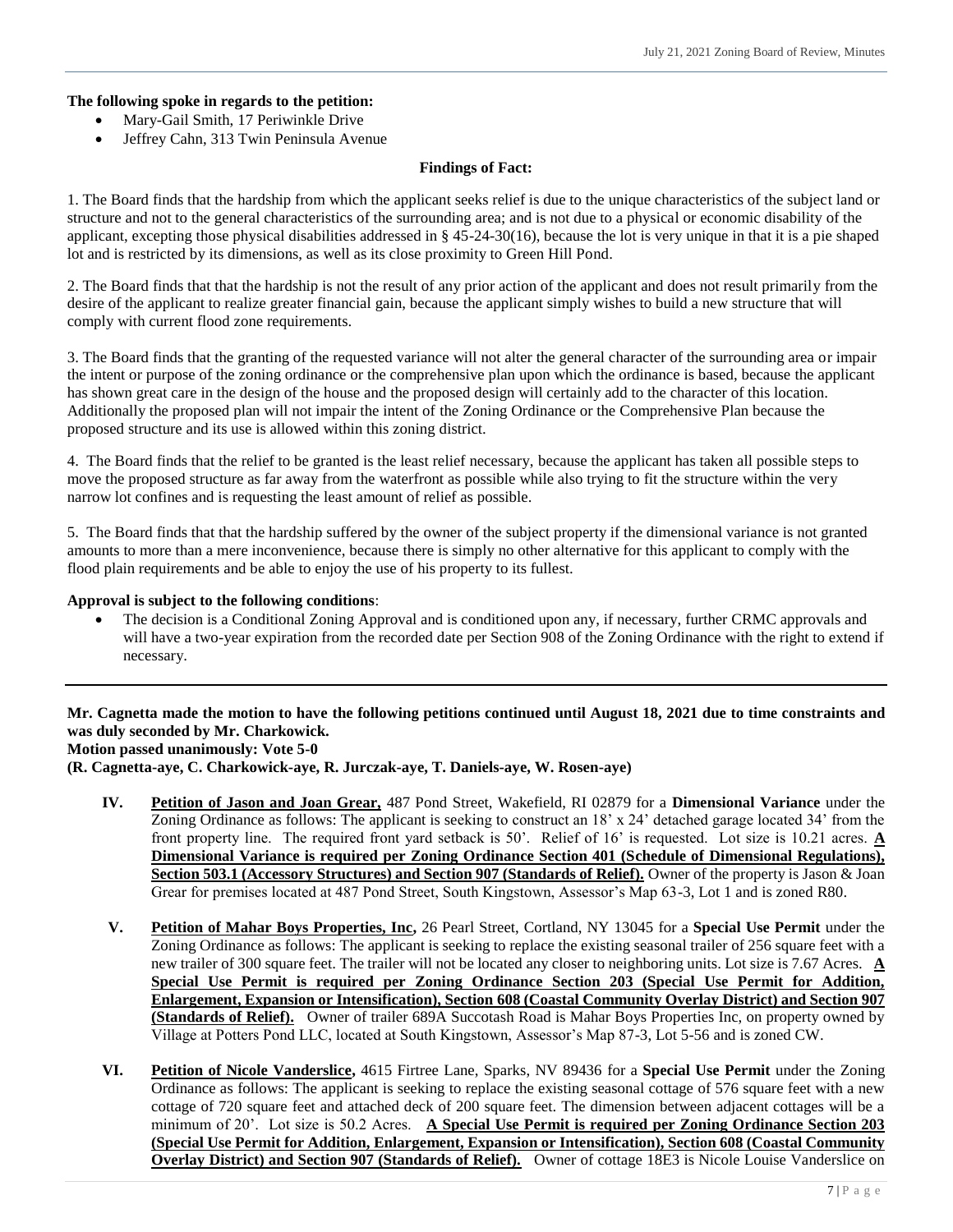**The following spoke in regards to the petition:**

- Mary-Gail Smith, 17 Periwinkle Drive
- Jeffrey Cahn, 313 Twin Peninsula Avenue

**Findings of Fact:**

1. The Board finds that the hardship from which the applicant seeks relief is due to the unique characteristics of the subject land or structure and not to the general characteristics of the surrounding area; and is not due to a physical or economic disability of the applicant, excepting those physical disabilities addressed in § 45-24-30(16), because the lot is very unique in that it is a pie shaped lot and is restricted by its dimensions, as well as its close proximity to Green Hill Pond.

2. The Board finds that that the hardship is not the result of any prior action of the applicant and does not result primarily from the desire of the applicant to realize greater financial gain, because the applicant simply wishes to build a new structure that will comply with current flood zone requirements.

3. The Board finds that the granting of the requested variance will not alter the general character of the surrounding area or impair the intent or purpose of the zoning ordinance or the comprehensive plan upon which the ordinance is based, because the applicant has shown great care in the design of the house and the proposed design will certainly add to the character of this location. Additionally the proposed plan will not impair the intent of the Zoning Ordinance or the Comprehensive Plan because the proposed structure and its use is allowed within this zoning district.

4. The Board finds that the relief to be granted is the least relief necessary, because the applicant has taken all possible steps to move the proposed structure as far away from the waterfront as possible while also trying to fit the structure within the very narrow lot confines and is requesting the least amount of relief as possible.

5. The Board finds that that the hardship suffered by the owner of the subject property if the dimensional variance is not granted amounts to more than a mere inconvenience, because there is simply no other alternative for this applicant to comply with the flood plain requirements and be able to enjoy the use of his property to its fullest.

**Approval is subject to the following conditions**:

- The decision is a Conditional Zoning Approval and is conditioned upon any, if necessary, further CRMC approvals and will have a two-year expiration from the recorded date per Section 908 of the Zoning Ordinance with the right to extend if necessary.

---

**Mr. Cagnetta made the motion to have the following petitions continued until August 18, 2021 due to time constraints and was duly seconded by Mr. Charkowick.**
**Motion passed unanimously: Vote 5-0**
**(R. Cagnetta-aye, C. Charkowick-aye, R. Jurczak-aye, T. Daniels-aye, W. Rosen-aye)**

**IV.** **Petition of Jason and Joan Grear,** 487 Pond Street, Wakefield, RI 02879 for a **Dimensional Variance** under the Zoning Ordinance as follows: The applicant is seeking to construct an 18' x 24' detached garage located 34' from the front property line. The required front yard setback is 50'. Relief of 16' is requested. Lot size is 10.21 acres. **A Dimensional Variance is required per Zoning Ordinance Section 401 (Schedule of Dimensional Regulations), Section 503.1 (Accessory Structures) and Section 907 (Standards of Relief).** Owner of the property is Jason & Joan Grear for premises located at 487 Pond Street, South Kingstown, Assessor's Map 63-3, Lot 1 and is zoned R80.

**V.** **Petition of Mahar Boys Properties, Inc,** 26 Pearl Street, Cortland, NY 13045 for a **Special Use Permit** under the Zoning Ordinance as follows: The applicant is seeking to replace the existing seasonal trailer of 256 square feet with a new trailer of 300 square feet. The trailer will not be located any closer to neighboring units. Lot size is 7.67 Acres. **A Special Use Permit is required per Zoning Ordinance Section 203 (Special Use Permit for Addition, Enlargement, Expansion or Intensification), Section 608 (Coastal Community Overlay District) and Section 907 (Standards of Relief).** Owner of trailer 689A Succotash Road is Mahar Boys Properties Inc, on property owned by Village at Potters Pond LLC, located at South Kingstown, Assessor's Map 87-3, Lot 5-56 and is zoned CW.

**VI.** **Petition of Nicole Vanderslice,** 4615 Firtree Lane, Sparks, NV 89436 for a **Special Use Permit** under the Zoning Ordinance as follows: The applicant is seeking to replace the existing seasonal cottage of 576 square feet with a new cottage of 720 square feet and attached deck of 200 square feet. The dimension between adjacent cottages will be a minimum of 20'. Lot size is 50.2 Acres. **A Special Use Permit is required per Zoning Ordinance Section 203 (Special Use Permit for Addition, Enlargement, Expansion or Intensification), Section 608 (Coastal Community Overlay District) and Section 907 (Standards of Relief).** Owner of cottage 18E3 is Nicole Louise Vanderslice on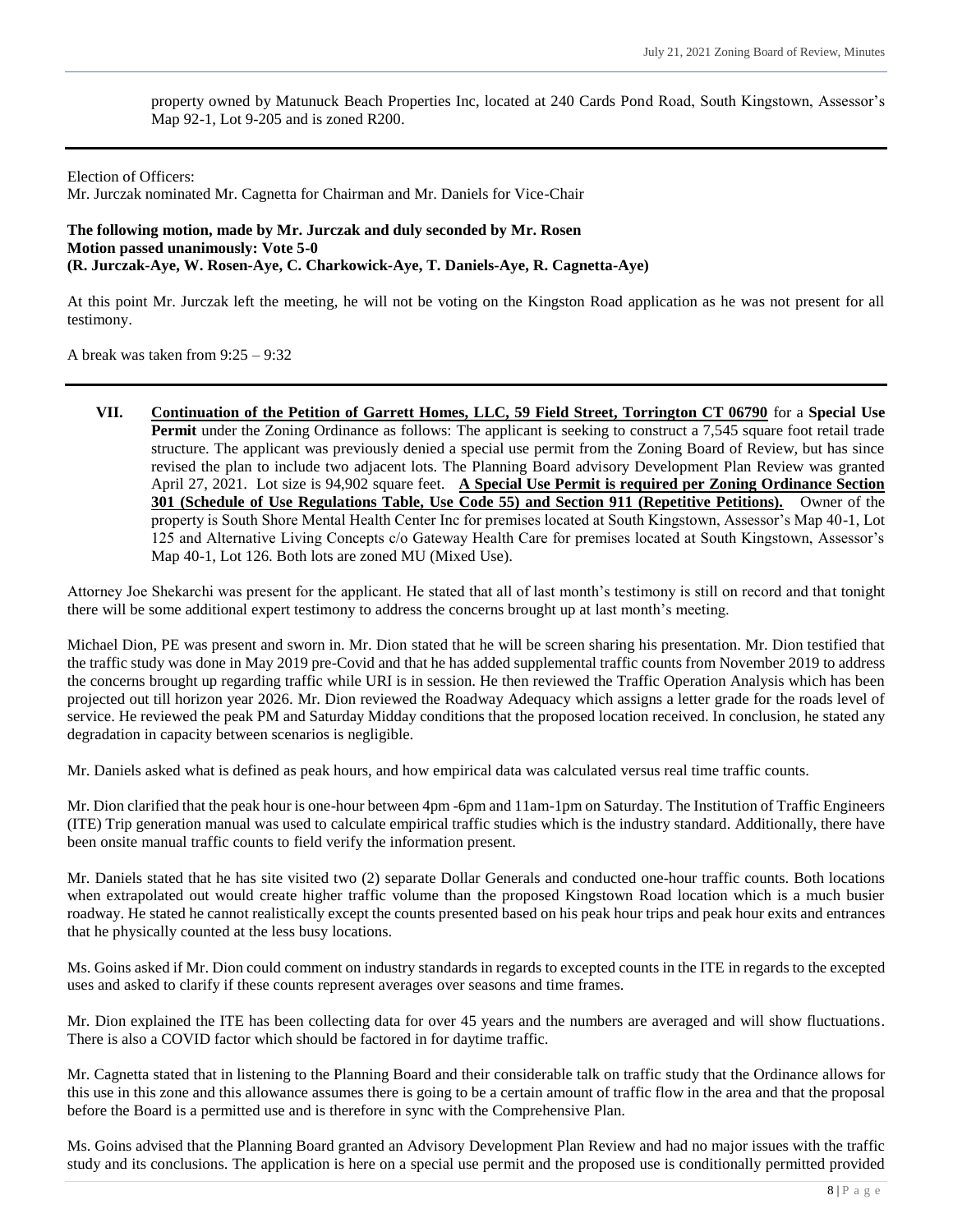property owned by Matunuck Beach Properties Inc, located at 240 Cards Pond Road, South Kingstown, Assessor's Map 92-1, Lot 9-205 and is zoned R200.

---

Election of Officers:
Mr. Jurczak nominated Mr. Cagnetta for Chairman and Mr. Daniels for Vice-Chair

**The following motion, made by Mr. Jurczak and duly seconded by Mr. Rosen**
**Motion passed unanimously: Vote 5-0**
**(R. Jurczak-Aye, W. Rosen-Aye, C. Charkowick-Aye, T. Daniels-Aye, R. Cagnetta-Aye)**

At this point Mr. Jurczak left the meeting, he will not be voting on the Kingston Road application as he was not present for all testimony.

A break was taken from 9:25 – 9:32

---

**VII. <u>Continuation of the Petition of Garrett Homes, LLC, 59 Field Street, Torrington CT 06790</u>** for a **Special Use Permit** under the Zoning Ordinance as follows: The applicant is seeking to construct a 7,545 square foot retail trade structure. The applicant was previously denied a special use permit from the Zoning Board of Review, but has since revised the plan to include two adjacent lots. The Planning Board advisory Development Plan Review was granted April 27, 2021. Lot size is 94,902 square feet. **<u>A Special Use Permit is required per Zoning Ordinance Section 301 (Schedule of Use Regulations Table, Use Code 55) and Section 911 (Repetitive Petitions).</u>** Owner of the property is South Shore Mental Health Center Inc for premises located at South Kingstown, Assessor's Map 40-1, Lot 125 and Alternative Living Concepts c/o Gateway Health Care for premises located at South Kingstown, Assessor's Map 40-1, Lot 126. Both lots are zoned MU (Mixed Use).

Attorney Joe Shekarchi was present for the applicant. He stated that all of last month's testimony is still on record and that tonight there will be some additional expert testimony to address the concerns brought up at last month's meeting.

Michael Dion, PE was present and sworn in. Mr. Dion stated that he will be screen sharing his presentation. Mr. Dion testified that the traffic study was done in May 2019 pre-Covid and that he has added supplemental traffic counts from November 2019 to address the concerns brought up regarding traffic while URI is in session. He then reviewed the Traffic Operation Analysis which has been projected out till horizon year 2026. Mr. Dion reviewed the Roadway Adequacy which assigns a letter grade for the roads level of service. He reviewed the peak PM and Saturday Midday conditions that the proposed location received. In conclusion, he stated any degradation in capacity between scenarios is negligible.

Mr. Daniels asked what is defined as peak hours, and how empirical data was calculated versus real time traffic counts.

Mr. Dion clarified that the peak hour is one-hour between 4pm -6pm and 11am-1pm on Saturday. The Institution of Traffic Engineers (ITE) Trip generation manual was used to calculate empirical traffic studies which is the industry standard. Additionally, there have been onsite manual traffic counts to field verify the information present.

Mr. Daniels stated that he has site visited two (2) separate Dollar Generals and conducted one-hour traffic counts. Both locations when extrapolated out would create higher traffic volume than the proposed Kingstown Road location which is a much busier roadway. He stated he cannot realistically except the counts presented based on his peak hour trips and peak hour exits and entrances that he physically counted at the less busy locations.

Ms. Goins asked if Mr. Dion could comment on industry standards in regards to excepted counts in the ITE in regards to the excepted uses and asked to clarify if these counts represent averages over seasons and time frames.

Mr. Dion explained the ITE has been collecting data for over 45 years and the numbers are averaged and will show fluctuations. There is also a COVID factor which should be factored in for daytime traffic.

Mr. Cagnetta stated that in listening to the Planning Board and their considerable talk on traffic study that the Ordinance allows for this use in this zone and this allowance assumes there is going to be a certain amount of traffic flow in the area and that the proposal before the Board is a permitted use and is therefore in sync with the Comprehensive Plan.

Ms. Goins advised that the Planning Board granted an Advisory Development Plan Review and had no major issues with the traffic study and its conclusions. The application is here on a special use permit and the proposed use is conditionally permitted provided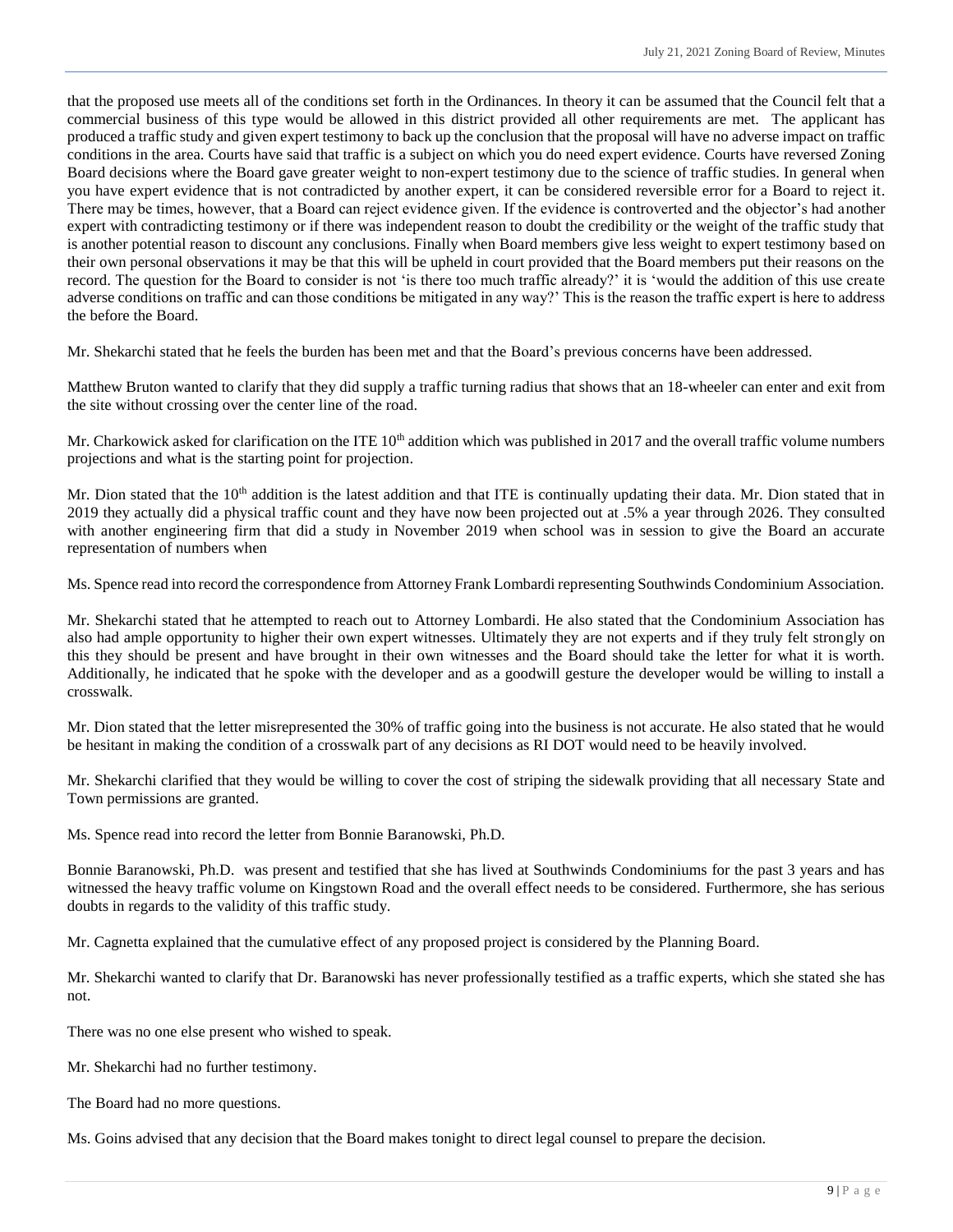that the proposed use meets all of the conditions set forth in the Ordinances. In theory it can be assumed that the Council felt that a commercial business of this type would be allowed in this district provided all other requirements are met. The applicant has produced a traffic study and given expert testimony to back up the conclusion that the proposal will have no adverse impact on traffic conditions in the area. Courts have said that traffic is a subject on which you do need expert evidence. Courts have reversed Zoning Board decisions where the Board gave greater weight to non-expert testimony due to the science of traffic studies. In general when you have expert evidence that is not contradicted by another expert, it can be considered reversible error for a Board to reject it. There may be times, however, that a Board can reject evidence given. If the evidence is controverted and the objector's had another expert with contradicting testimony or if there was independent reason to doubt the credibility or the weight of the traffic study that is another potential reason to discount any conclusions. Finally when Board members give less weight to expert testimony based on their own personal observations it may be that this will be upheld in court provided that the Board members put their reasons on the record. The question for the Board to consider is not 'is there too much traffic already?' it is 'would the addition of this use create adverse conditions on traffic and can those conditions be mitigated in any way?' This is the reason the traffic expert is here to address the before the Board.

Mr. Shekarchi stated that he feels the burden has been met and that the Board's previous concerns have been addressed.

Matthew Bruton wanted to clarify that they did supply a traffic turning radius that shows that an 18-wheeler can enter and exit from the site without crossing over the center line of the road.

Mr. Charkowick asked for clarification on the ITE 10th addition which was published in 2017 and the overall traffic volume numbers projections and what is the starting point for projection.

Mr. Dion stated that the 10th addition is the latest addition and that ITE is continually updating their data. Mr. Dion stated that in 2019 they actually did a physical traffic count and they have now been projected out at .5% a year through 2026. They consulted with another engineering firm that did a study in November 2019 when school was in session to give the Board an accurate representation of numbers when

Ms. Spence read into record the correspondence from Attorney Frank Lombardi representing Southwinds Condominium Association.

Mr. Shekarchi stated that he attempted to reach out to Attorney Lombardi. He also stated that the Condominium Association has also had ample opportunity to higher their own expert witnesses. Ultimately they are not experts and if they truly felt strongly on this they should be present and have brought in their own witnesses and the Board should take the letter for what it is worth. Additionally, he indicated that he spoke with the developer and as a goodwill gesture the developer would be willing to install a crosswalk.

Mr. Dion stated that the letter misrepresented the 30% of traffic going into the business is not accurate. He also stated that he would be hesitant in making the condition of a crosswalk part of any decisions as RI DOT would need to be heavily involved.

Mr. Shekarchi clarified that they would be willing to cover the cost of striping the sidewalk providing that all necessary State and Town permissions are granted.

Ms. Spence read into record the letter from Bonnie Baranowski, Ph.D.

Bonnie Baranowski, Ph.D. was present and testified that she has lived at Southwinds Condominiums for the past 3 years and has witnessed the heavy traffic volume on Kingstown Road and the overall effect needs to be considered. Furthermore, she has serious doubts in regards to the validity of this traffic study.

Mr. Cagnetta explained that the cumulative effect of any proposed project is considered by the Planning Board.

Mr. Shekarchi wanted to clarify that Dr. Baranowski has never professionally testified as a traffic experts, which she stated she has not.

There was no one else present who wished to speak.

Mr. Shekarchi had no further testimony.

The Board had no more questions.

Ms. Goins advised that any decision that the Board makes tonight to direct legal counsel to prepare the decision.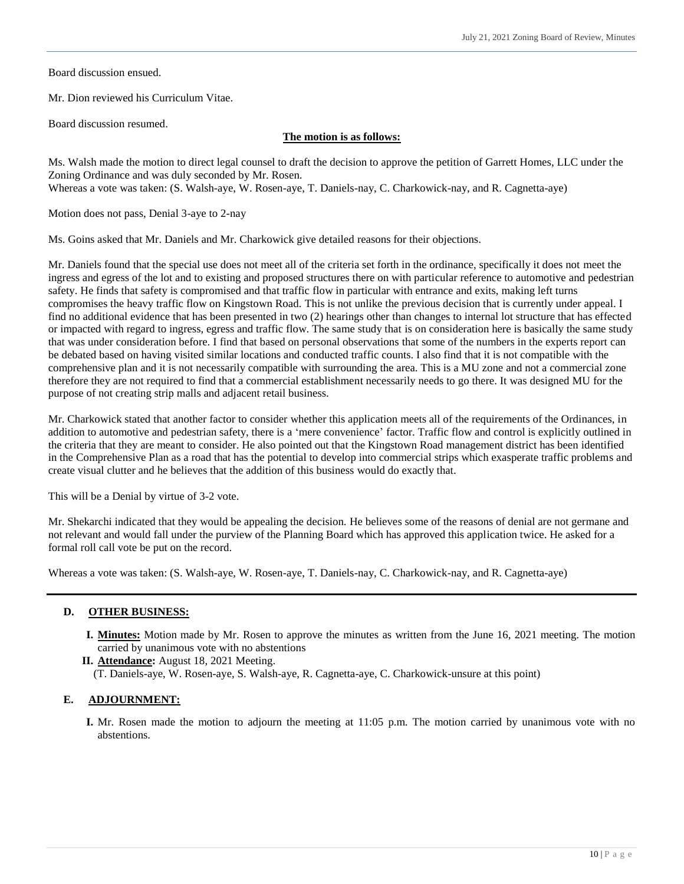Board discussion ensued.

Mr. Dion reviewed his Curriculum Vitae.

Board discussion resumed.

**The motion is as follows:**

Ms. Walsh made the motion to direct legal counsel to draft the decision to approve the petition of Garrett Homes, LLC under the Zoning Ordinance and was duly seconded by Mr. Rosen.
Whereas a vote was taken: (S. Walsh-aye, W. Rosen-aye, T. Daniels-nay, C. Charkowick-nay, and R. Cagnetta-aye)

Motion does not pass, Denial 3-aye to 2-nay

Ms. Goins asked that Mr. Daniels and Mr. Charkowick give detailed reasons for their objections.

Mr. Daniels found that the special use does not meet all of the criteria set forth in the ordinance, specifically it does not meet the ingress and egress of the lot and to existing and proposed structures there on with particular reference to automotive and pedestrian safety. He finds that safety is compromised and that traffic flow in particular with entrance and exits, making left turns compromises the heavy traffic flow on Kingstown Road. This is not unlike the previous decision that is currently under appeal. I find no additional evidence that has been presented in two (2) hearings other than changes to internal lot structure that has effected or impacted with regard to ingress, egress and traffic flow. The same study that is on consideration here is basically the same study that was under consideration before. I find that based on personal observations that some of the numbers in the experts report can be debated based on having visited similar locations and conducted traffic counts. I also find that it is not compatible with the comprehensive plan and it is not necessarily compatible with surrounding the area. This is a MU zone and not a commercial zone therefore they are not required to find that a commercial establishment necessarily needs to go there. It was designed MU for the purpose of not creating strip malls and adjacent retail business.

Mr. Charkowick stated that another factor to consider whether this application meets all of the requirements of the Ordinances, in addition to automotive and pedestrian safety, there is a 'mere convenience' factor. Traffic flow and control is explicitly outlined in the criteria that they are meant to consider. He also pointed out that the Kingstown Road management district has been identified in the Comprehensive Plan as a road that has the potential to develop into commercial strips which exasperate traffic problems and create visual clutter and he believes that the addition of this business would do exactly that.

This will be a Denial by virtue of 3-2 vote.

Mr. Shekarchi indicated that they would be appealing the decision. He believes some of the reasons of denial are not germane and not relevant and would fall under the purview of the Planning Board which has approved this application twice. He asked for a formal roll call vote be put on the record.

Whereas a vote was taken: (S. Walsh-aye, W. Rosen-aye, T. Daniels-nay, C. Charkowick-nay, and R. Cagnetta-aye)

---

## D. OTHER BUSINESS:

I. **Minutes:** Motion made by Mr. Rosen to approve the minutes as written from the June 16, 2021 meeting. The motion carried by unanimous vote with no abstentions

II. **Attendance:** August 18, 2021 Meeting.
(T. Daniels-aye, W. Rosen-aye, S. Walsh-aye, R. Cagnetta-aye, C. Charkowick-unsure at this point)

## E. ADJOURNMENT:

I. Mr. Rosen made the motion to adjourn the meeting at 11:05 p.m. The motion carried by unanimous vote with no abstentions.